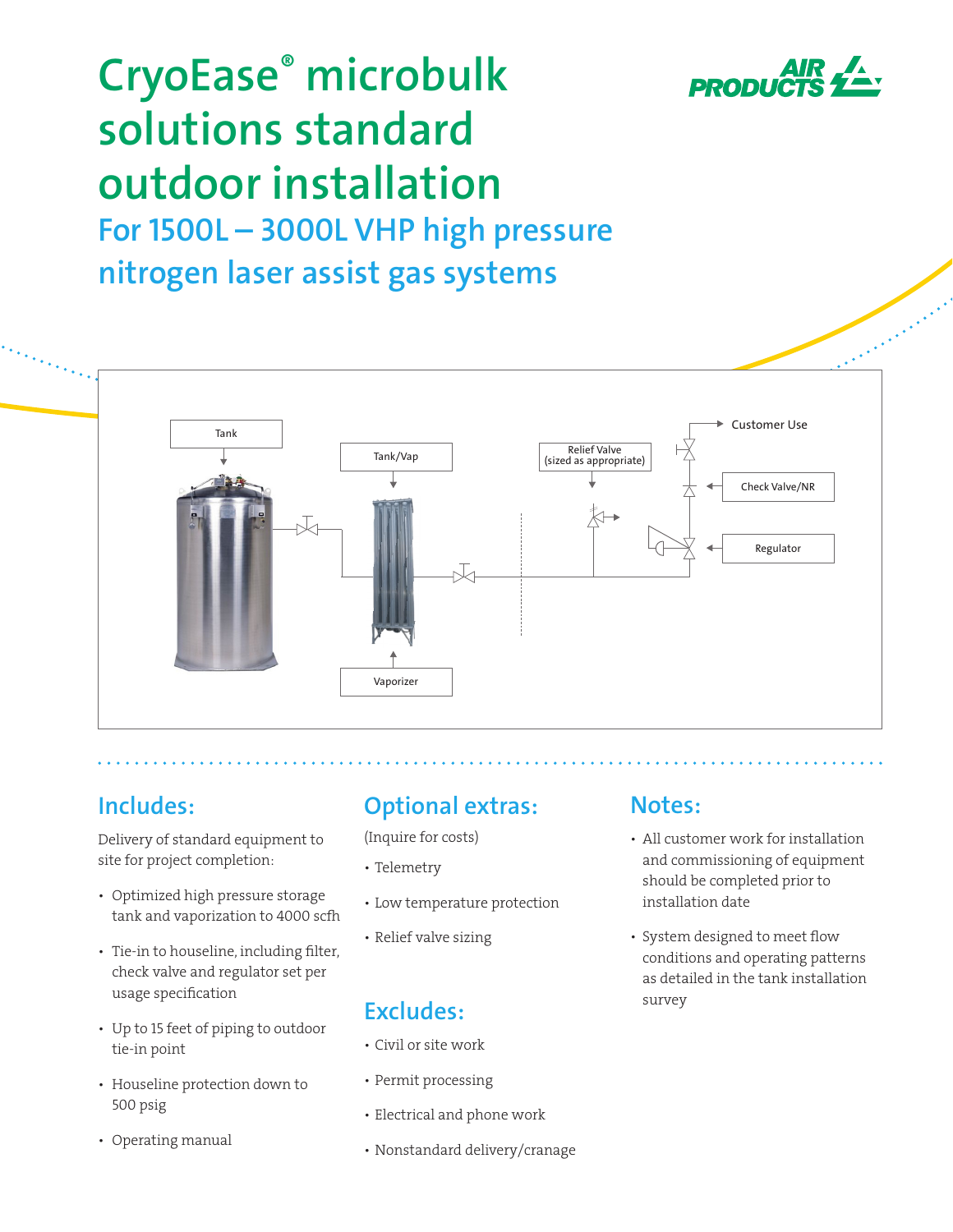# CryoEase® microbulk solutions standard outdoor installation

## For 1500L – 3000L VHP high pressure nitrogen laser assist gas systems

Tank

Tank/Vap

Relief Valve (sized as appropriate)

Customer Use

Check Valve/NR

Regulator

Vaporizer

### Includes:

Delivery of standard equipment to site for project completion:

- Optimized high pressure storage tank and vaporization to 4000 scfh
- Tie-in to houseline, including filter, check valve and regulator set per usage specification
- Up to 15 feet of piping to outdoor tie-in point
- Houseline protection down to 500 psig
- Operating manual

### Optional extras:

(Inquire for costs)

- Telemetry
- Low temperature protection
- Relief valve sizing

### Excludes:

- Civil or site work
- Permit processing
- Electrical and phone work
- Nonstandard delivery/cranage

### Notes:

- All customer work for installation and commissioning of equipment should be completed prior to installation date
- System designed to meet flow conditions and operating patterns as detailed in the tank installation survey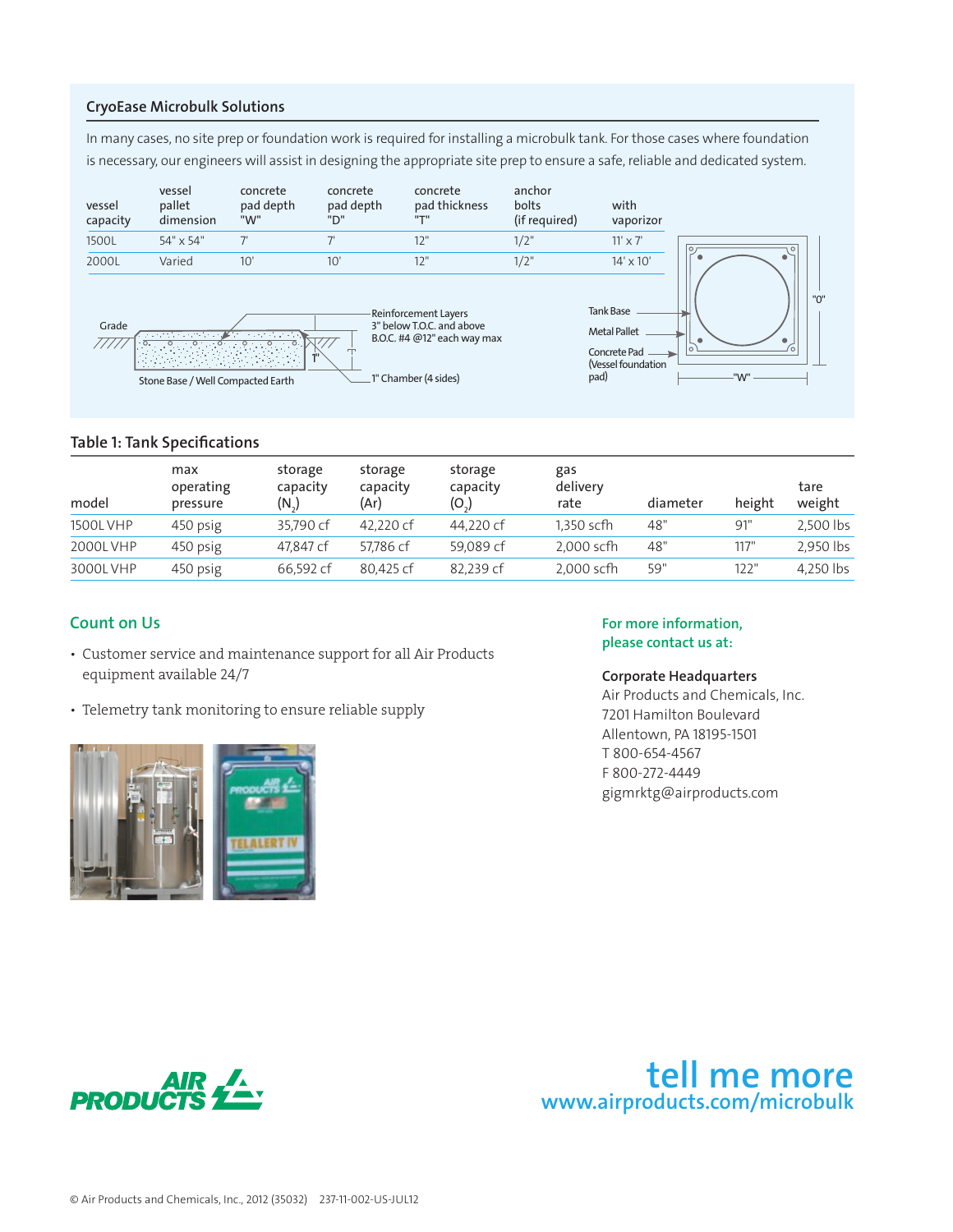## CryoEase Microbulk Solutions

In many cases, no site prep or foundation work is required for installing a microbulk tank. For those cases where foundation is necessary, our engineers will assist in designing the appropriate site prep to ensure a safe, reliable and dedicated system.

| vessel capacity | vessel pallet dimension | concrete pad depth "W" | concrete pad depth "D" | concrete pad thickness "T" | anchor bolts (if required) | with vaporizor |
|---|---|---|---|---|---|---|
| 1500L | 54" x 54" | 7' | 7' | 12" | 1/2" | 11' x 7' |
| 2000L | Varied | 10' | 10' | 12" | 1/2" | 14' x 10' |

Grade

Reinforcement Layers
3" below T.O.C. and above
B.O.C. #4 @12" each way max

T

1" Chamber (4 sides)

Stone Base / Well Compacted Earth

Tank Base

Metal Pallet

Concrete Pad
(Vessel foundation pad)

"O"

"W"

## Table 1: Tank Specifications

| model | max operating pressure | storage capacity ($N_2$) | storage capacity (Ar) | storage capacity ($O_2$) | gas delivery rate | diameter | height | tare weight |
|---|---|---|---|---|---|---|---|---|
| 1500L VHP | 450 psig | 35,790 cf | 42,220 cf | 44,220 cf | 1,350 scfh | 48" | 91" | 2,500 lbs |
| 2000L VHP | 450 psig | 47,847 cf | 57,786 cf | 59,089 cf | 2,000 scfh | 48" | 117" | 2,950 lbs |
| 3000L VHP | 450 psig | 66,592 cf | 80,425 cf | 82,239 cf | 2,000 scfh | 59" | 122" | 4,250 lbs |

## Count on Us

- Customer service and maintenance support for all Air Products equipment available 24/7
- Telemetry tank monitoring to ensure reliable supply

**For more information, please contact us at:**

**Corporate Headquarters**
Air Products and Chemicals, Inc.
7201 Hamilton Boulevard
Allentown, PA 18195-1501
T 800-654-4567
F 800-272-4449
gigmrktg@airproducts.com

AIR PRODUCTS

**tell me more**
www.airproducts.com/microbulk

© Air Products and Chemicals, Inc., 2012 (35032) 237-11-002-US-JUL12